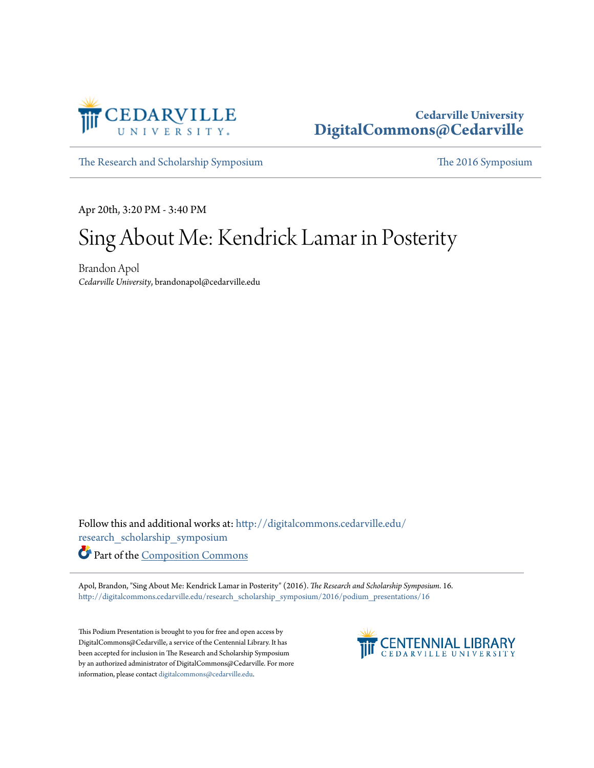Cedarville University
DigitalCommons@Cedarville

The Research and Scholarship Symposium | The 2016 Symposium

Apr 20th, 3:20 PM - 3:40 PM

# Sing About Me: Kendrick Lamar in Posterity

Brandon Apol
*Cedarville University*, brandonapol@cedarville.edu

Follow this and additional works at: http://digitalcommons.cedarville.edu/research_scholarship_symposium

Part of the Composition Commons

Apol, Brandon, "Sing About Me: Kendrick Lamar in Posterity" (2016). *The Research and Scholarship Symposium*. 16.
http://digitalcommons.cedarville.edu/research_scholarship_symposium/2016/podium_presentations/16

This Podium Presentation is brought to you for free and open access by DigitalCommons@Cedarville, a service of the Centennial Library. It has been accepted for inclusion in The Research and Scholarship Symposium by an authorized administrator of DigitalCommons@Cedarville. For more information, please contact digitalcommons@cedarville.edu.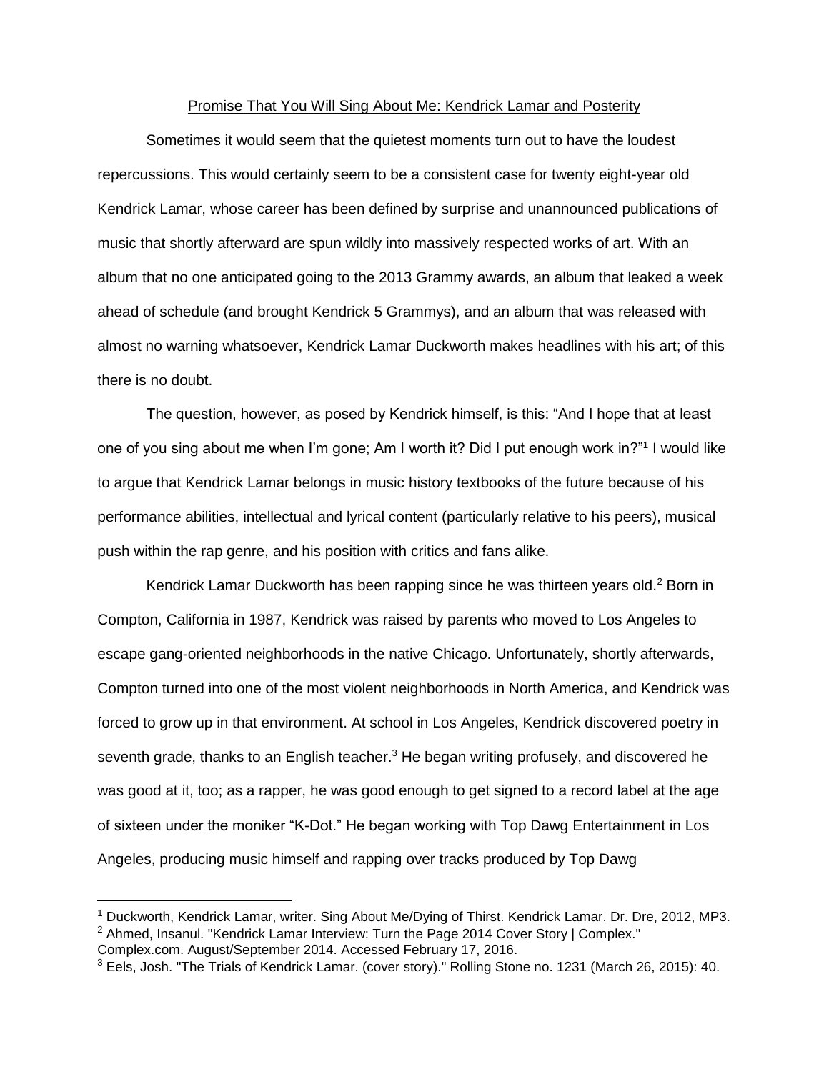Promise That You Will Sing About Me: Kendrick Lamar and Posterity

Sometimes it would seem that the quietest moments turn out to have the loudest repercussions. This would certainly seem to be a consistent case for twenty eight-year old Kendrick Lamar, whose career has been defined by surprise and unannounced publications of music that shortly afterward are spun wildly into massively respected works of art. With an album that no one anticipated going to the 2013 Grammy awards, an album that leaked a week ahead of schedule (and brought Kendrick 5 Grammys), and an album that was released with almost no warning whatsoever, Kendrick Lamar Duckworth makes headlines with his art; of this there is no doubt.

The question, however, as posed by Kendrick himself, is this: “And I hope that at least one of you sing about me when I’m gone; Am I worth it? Did I put enough work in?”[1] I would like to argue that Kendrick Lamar belongs in music history textbooks of the future because of his performance abilities, intellectual and lyrical content (particularly relative to his peers), musical push within the rap genre, and his position with critics and fans alike.

Kendrick Lamar Duckworth has been rapping since he was thirteen years old.[2] Born in Compton, California in 1987, Kendrick was raised by parents who moved to Los Angeles to escape gang-oriented neighborhoods in the native Chicago. Unfortunately, shortly afterwards, Compton turned into one of the most violent neighborhoods in North America, and Kendrick was forced to grow up in that environment. At school in Los Angeles, Kendrick discovered poetry in seventh grade, thanks to an English teacher.[3] He began writing profusely, and discovered he was good at it, too; as a rapper, he was good enough to get signed to a record label at the age of sixteen under the moniker “K-Dot.” He began working with Top Dawg Entertainment in Los Angeles, producing music himself and rapping over tracks produced by Top Dawg

---

[1] Duckworth, Kendrick Lamar, writer. Sing About Me/Dying of Thirst. Kendrick Lamar. Dr. Dre, 2012, MP3.

[2] Ahmed, Insanul. "Kendrick Lamar Interview: Turn the Page 2014 Cover Story | Complex." Complex.com. August/September 2014. Accessed February 17, 2016.

[3] Eels, Josh. "The Trials of Kendrick Lamar. (cover story)." Rolling Stone no. 1231 (March 26, 2015): 40.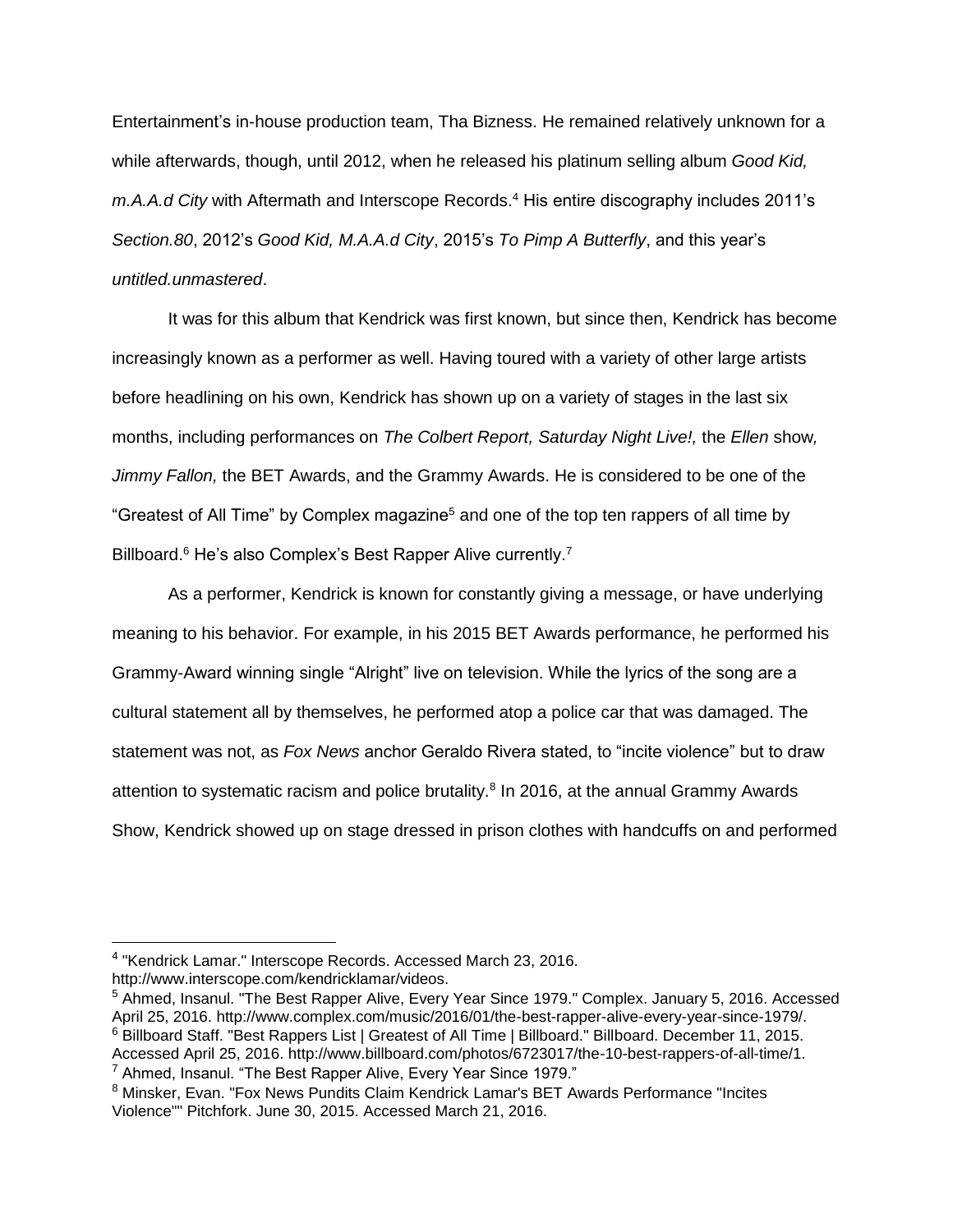Entertainment's in-house production team, Tha Bizness. He remained relatively unknown for a while afterwards, though, until 2012, when he released his platinum selling album *Good Kid, m.A.A.d City* with Aftermath and Interscope Records.[4] His entire discography includes 2011's *Section.80*, 2012's *Good Kid, M.A.A.d City*, 2015's *To Pimp A Butterfly*, and this year's *untitled.unmastered*.

It was for this album that Kendrick was first known, but since then, Kendrick has become increasingly known as a performer as well. Having toured with a variety of other large artists before headlining on his own, Kendrick has shown up on a variety of stages in the last six months, including performances on *The Colbert Report, Saturday Night Live!,* the *Ellen* show*, Jimmy Fallon,* the BET Awards, and the Grammy Awards. He is considered to be one of the "Greatest of All Time" by Complex magazine[5] and one of the top ten rappers of all time by Billboard.[6] He's also Complex's Best Rapper Alive currently.[7]

As a performer, Kendrick is known for constantly giving a message, or have underlying meaning to his behavior. For example, in his 2015 BET Awards performance, he performed his Grammy-Award winning single "Alright" live on television. While the lyrics of the song are a cultural statement all by themselves, he performed atop a police car that was damaged. The statement was not, as *Fox News* anchor Geraldo Rivera stated, to "incite violence" but to draw attention to systematic racism and police brutality.[8] In 2016, at the annual Grammy Awards Show, Kendrick showed up on stage dressed in prison clothes with handcuffs on and performed

---

[4] "Kendrick Lamar." Interscope Records. Accessed March 23, 2016. http://www.interscope.com/kendricklamar/videos.

[5] Ahmed, Insanul. "The Best Rapper Alive, Every Year Since 1979." Complex. January 5, 2016. Accessed April 25, 2016. http://www.complex.com/music/2016/01/the-best-rapper-alive-every-year-since-1979/.

[6] Billboard Staff. "Best Rappers List | Greatest of All Time | Billboard." Billboard. December 11, 2015. Accessed April 25, 2016. http://www.billboard.com/photos/6723017/the-10-best-rappers-of-all-time/1.

[7] Ahmed, Insanul. "The Best Rapper Alive, Every Year Since 1979."

[8] Minsker, Evan. "Fox News Pundits Claim Kendrick Lamar's BET Awards Performance "Incites Violence"" Pitchfork. June 30, 2015. Accessed March 21, 2016.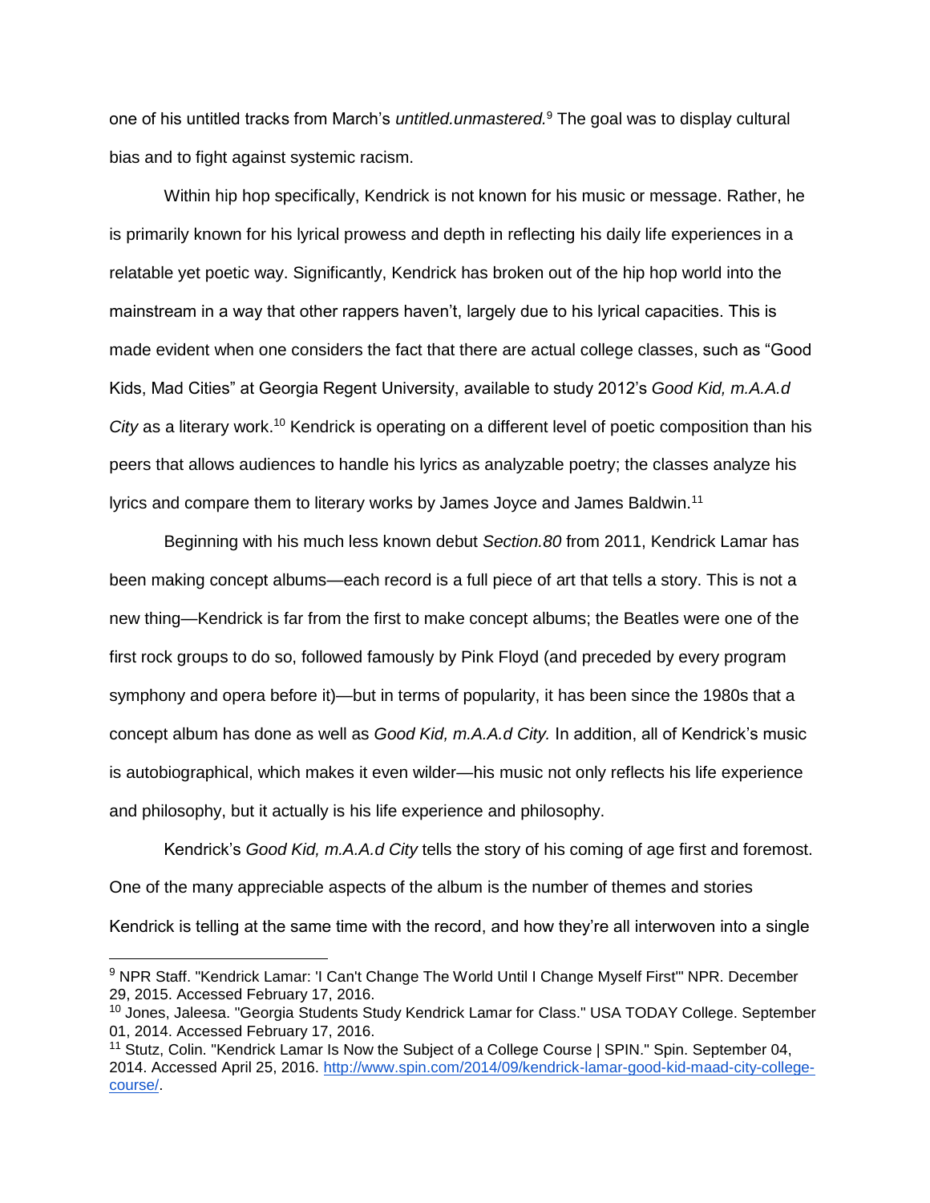one of his untitled tracks from March's *untitled.unmastered.*[9] The goal was to display cultural bias and to fight against systemic racism.

Within hip hop specifically, Kendrick is not known for his music or message. Rather, he is primarily known for his lyrical prowess and depth in reflecting his daily life experiences in a relatable yet poetic way. Significantly, Kendrick has broken out of the hip hop world into the mainstream in a way that other rappers haven't, largely due to his lyrical capacities. This is made evident when one considers the fact that there are actual college classes, such as "Good Kids, Mad Cities" at Georgia Regent University, available to study 2012's *Good Kid, m.A.A.d City* as a literary work.[10] Kendrick is operating on a different level of poetic composition than his peers that allows audiences to handle his lyrics as analyzable poetry; the classes analyze his lyrics and compare them to literary works by James Joyce and James Baldwin.[11]

Beginning with his much less known debut *Section.80* from 2011, Kendrick Lamar has been making concept albums—each record is a full piece of art that tells a story. This is not a new thing—Kendrick is far from the first to make concept albums; the Beatles were one of the first rock groups to do so, followed famously by Pink Floyd (and preceded by every program symphony and opera before it)—but in terms of popularity, it has been since the 1980s that a concept album has done as well as *Good Kid, m.A.A.d City.* In addition, all of Kendrick's music is autobiographical, which makes it even wilder—his music not only reflects his life experience and philosophy, but it actually is his life experience and philosophy.

Kendrick's *Good Kid, m.A.A.d City* tells the story of his coming of age first and foremost. One of the many appreciable aspects of the album is the number of themes and stories Kendrick is telling at the same time with the record, and how they're all interwoven into a single

---

[9] NPR Staff. "Kendrick Lamar: 'I Can't Change The World Until I Change Myself First'" NPR. December 29, 2015. Accessed February 17, 2016.

[10] Jones, Jaleesa. "Georgia Students Study Kendrick Lamar for Class." USA TODAY College. September 01, 2014. Accessed February 17, 2016.

[11] Stutz, Colin. "Kendrick Lamar Is Now the Subject of a College Course | SPIN." Spin. September 04, 2014. Accessed April 25, 2016. http://www.spin.com/2014/09/kendrick-lamar-good-kid-maad-city-college-course/.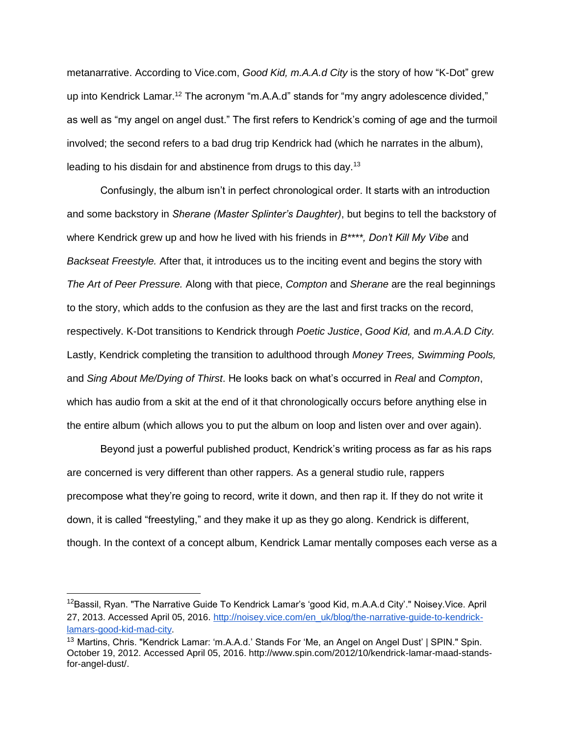metanarrative. According to Vice.com, *Good Kid, m.A.A.d City* is the story of how "K-Dot" grew up into Kendrick Lamar.[12] The acronym "m.A.A.d" stands for "my angry adolescence divided," as well as "my angel on angel dust." The first refers to Kendrick's coming of age and the turmoil involved; the second refers to a bad drug trip Kendrick had (which he narrates in the album), leading to his disdain for and abstinence from drugs to this day.[13]

Confusingly, the album isn't in perfect chronological order. It starts with an introduction and some backstory in *Sherane (Master Splinter's Daughter)*, but begins to tell the backstory of where Kendrick grew up and how he lived with his friends in *B****, Don't Kill My Vibe* and *Backseat Freestyle.* After that, it introduces us to the inciting event and begins the story with *The Art of Peer Pressure.* Along with that piece, *Compton* and *Sherane* are the real beginnings to the story, which adds to the confusion as they are the last and first tracks on the record, respectively. K-Dot transitions to Kendrick through *Poetic Justice*, *Good Kid,* and *m.A.A.D City.* Lastly, Kendrick completing the transition to adulthood through *Money Trees, Swimming Pools,* and *Sing About Me/Dying of Thirst*. He looks back on what's occurred in *Real* and *Compton*, which has audio from a skit at the end of it that chronologically occurs before anything else in the entire album (which allows you to put the album on loop and listen over and over again).

Beyond just a powerful published product, Kendrick's writing process as far as his raps are concerned is very different than other rappers. As a general studio rule, rappers precompose what they're going to record, write it down, and then rap it. If they do not write it down, it is called "freestyling," and they make it up as they go along. Kendrick is different, though. In the context of a concept album, Kendrick Lamar mentally composes each verse as a

---

[12] Bassil, Ryan. "The Narrative Guide To Kendrick Lamar's 'good Kid, m.A.A.d City'." Noisey.Vice. April 27, 2013. Accessed April 05, 2016. [http://noisey.vice.com/en_uk/blog/the-narrative-guide-to-kendrick-lamars-good-kid-mad-city](http://noisey.vice.com/en_uk/blog/the-narrative-guide-to-kendrick-lamars-good-kid-mad-city).

[13] Martins, Chris. "Kendrick Lamar: 'm.A.A.d.' Stands For 'Me, an Angel on Angel Dust' | SPIN." Spin. October 19, 2012. Accessed April 05, 2016. http://www.spin.com/2012/10/kendrick-lamar-maad-stands-for-angel-dust/.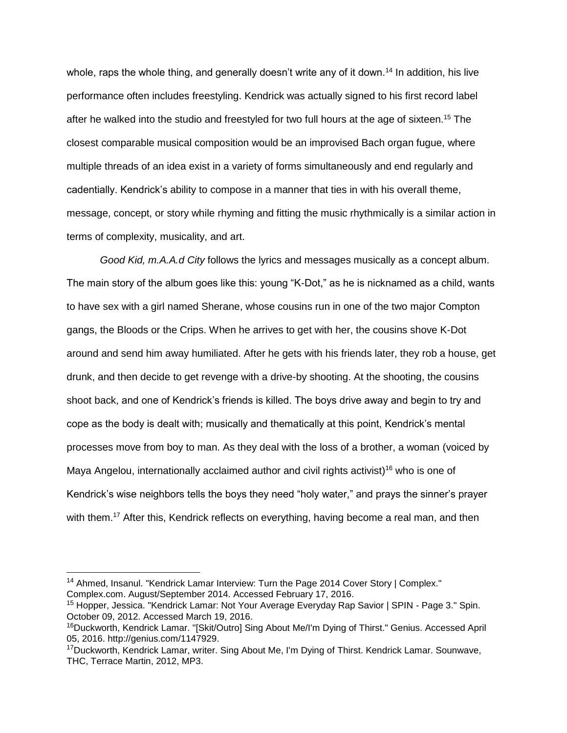whole, raps the whole thing, and generally doesn't write any of it down.[14] In addition, his live performance often includes freestyling. Kendrick was actually signed to his first record label after he walked into the studio and freestyled for two full hours at the age of sixteen.[15] The closest comparable musical composition would be an improvised Bach organ fugue, where multiple threads of an idea exist in a variety of forms simultaneously and end regularly and cadentially. Kendrick's ability to compose in a manner that ties in with his overall theme, message, concept, or story while rhyming and fitting the music rhythmically is a similar action in terms of complexity, musicality, and art.

*Good Kid, m.A.A.d City* follows the lyrics and messages musically as a concept album. The main story of the album goes like this: young "K-Dot," as he is nicknamed as a child, wants to have sex with a girl named Sherane, whose cousins run in one of the two major Compton gangs, the Bloods or the Crips. When he arrives to get with her, the cousins shove K-Dot around and send him away humiliated. After he gets with his friends later, they rob a house, get drunk, and then decide to get revenge with a drive-by shooting. At the shooting, the cousins shoot back, and one of Kendrick's friends is killed. The boys drive away and begin to try and cope as the body is dealt with; musically and thematically at this point, Kendrick's mental processes move from boy to man. As they deal with the loss of a brother, a woman (voiced by Maya Angelou, internationally acclaimed author and civil rights activist)[16] who is one of Kendrick's wise neighbors tells the boys they need "holy water," and prays the sinner's prayer with them.[17] After this, Kendrick reflects on everything, having become a real man, and then

---

[14] Ahmed, Insanul. "Kendrick Lamar Interview: Turn the Page 2014 Cover Story | Complex." Complex.com. August/September 2014. Accessed February 17, 2016.

[15] Hopper, Jessica. "Kendrick Lamar: Not Your Average Everyday Rap Savior | SPIN - Page 3." Spin. October 09, 2012. Accessed March 19, 2016.

[16] Duckworth, Kendrick Lamar. "[Skit/Outro] Sing About Me/I'm Dying of Thirst." Genius. Accessed April 05, 2016. http://genius.com/1147929.

[17] Duckworth, Kendrick Lamar, writer. Sing About Me, I'm Dying of Thirst. Kendrick Lamar. Sounwave, THC, Terrace Martin, 2012, MP3.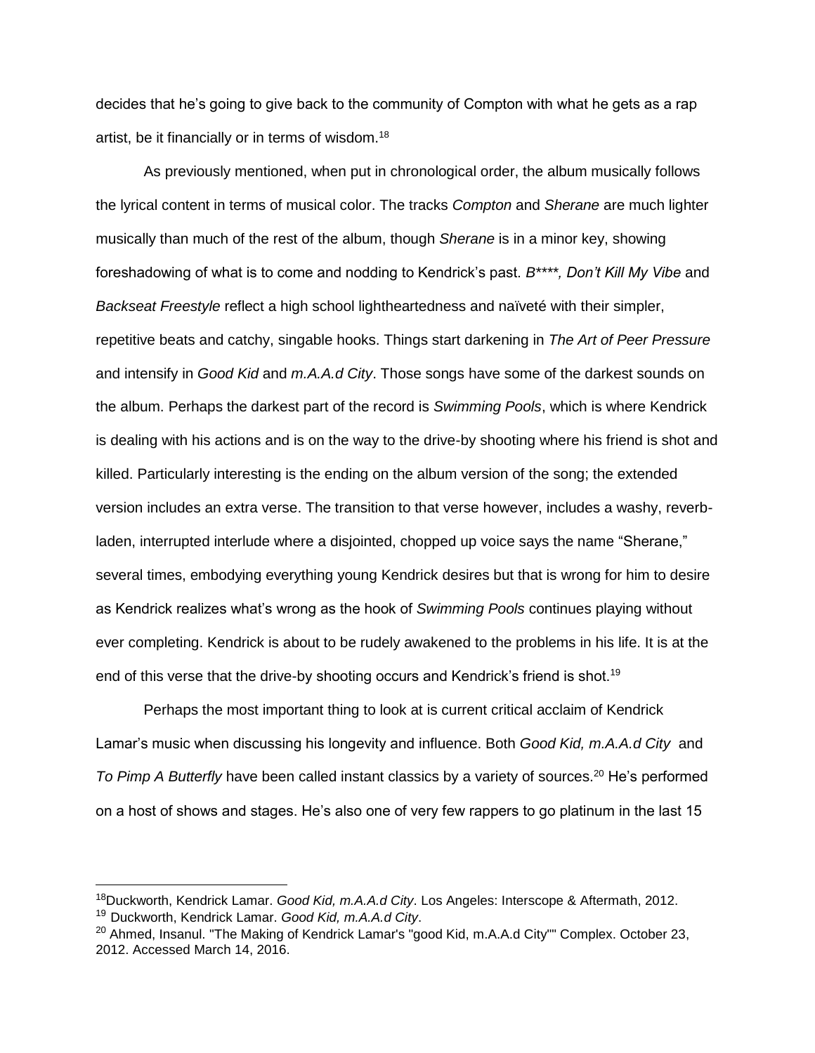decides that he's going to give back to the community of Compton with what he gets as a rap artist, be it financially or in terms of wisdom.[18]

As previously mentioned, when put in chronological order, the album musically follows the lyrical content in terms of musical color. The tracks *Compton* and *Sherane* are much lighter musically than much of the rest of the album, though *Sherane* is in a minor key, showing foreshadowing of what is to come and nodding to Kendrick's past. *B\*\*\*\*, Don't Kill My Vibe* and *Backseat Freestyle* reflect a high school lightheartedness and naïveté with their simpler, repetitive beats and catchy, singable hooks. Things start darkening in *The Art of Peer Pressure* and intensify in *Good Kid* and *m.A.A.d City*. Those songs have some of the darkest sounds on the album. Perhaps the darkest part of the record is *Swimming Pools*, which is where Kendrick is dealing with his actions and is on the way to the drive-by shooting where his friend is shot and killed. Particularly interesting is the ending on the album version of the song; the extended version includes an extra verse. The transition to that verse however, includes a washy, reverb-laden, interrupted interlude where a disjointed, chopped up voice says the name "Sherane," several times, embodying everything young Kendrick desires but that is wrong for him to desire as Kendrick realizes what's wrong as the hook of *Swimming Pools* continues playing without ever completing. Kendrick is about to be rudely awakened to the problems in his life. It is at the end of this verse that the drive-by shooting occurs and Kendrick's friend is shot.[19]

Perhaps the most important thing to look at is current critical acclaim of Kendrick Lamar's music when discussing his longevity and influence. Both *Good Kid, m.A.A.d City* and *To Pimp A Butterfly* have been called instant classics by a variety of sources.[20] He's performed on a host of shows and stages. He's also one of very few rappers to go platinum in the last 15

---

[18] Duckworth, Kendrick Lamar. *Good Kid, m.A.A.d City*. Los Angeles: Interscope & Aftermath, 2012.

[19] Duckworth, Kendrick Lamar. *Good Kid, m.A.A.d City*.

[20] Ahmed, Insanul. "The Making of Kendrick Lamar's "good Kid, m.A.A.d City"" Complex. October 23, 2012. Accessed March 14, 2016.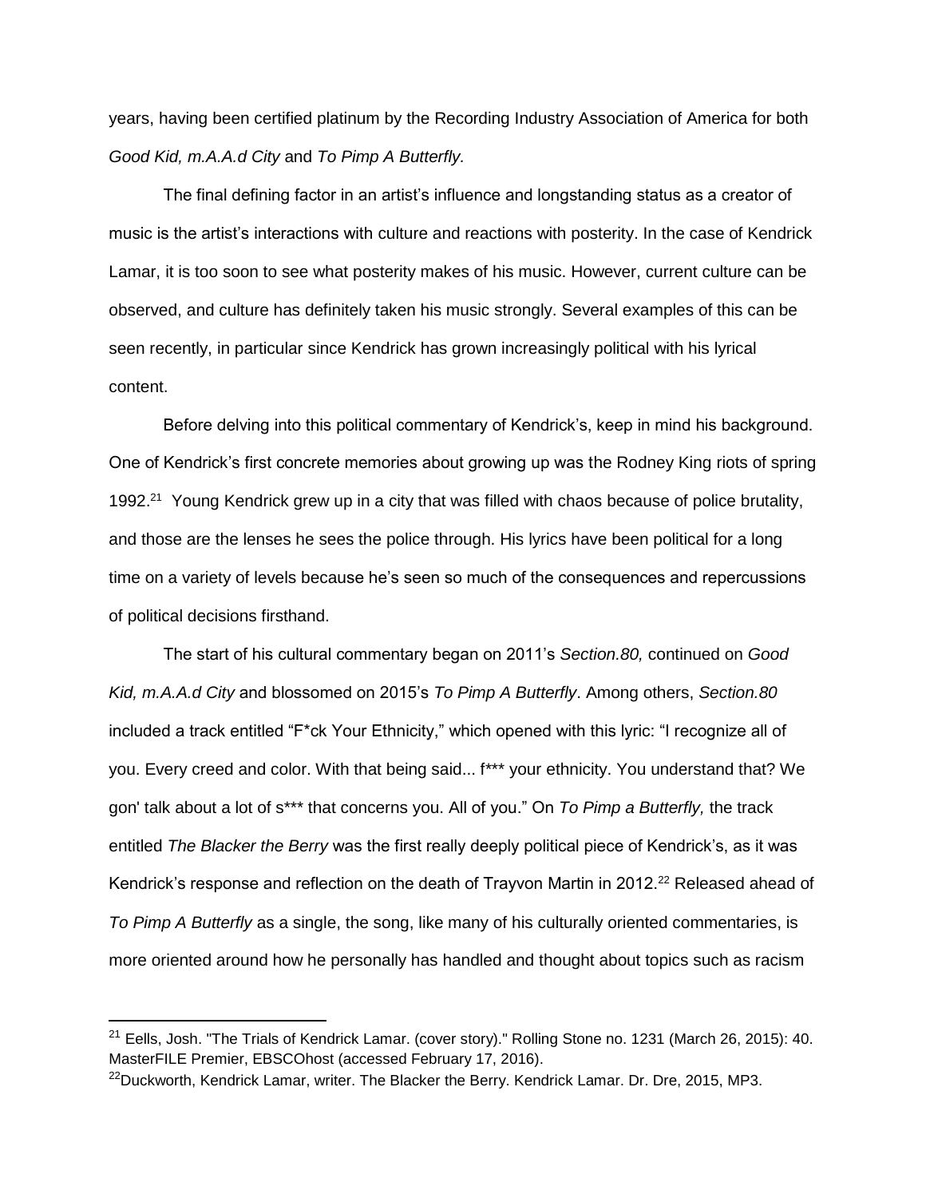years, having been certified platinum by the Recording Industry Association of America for both *Good Kid, m.A.A.d City* and *To Pimp A Butterfly.*

The final defining factor in an artist's influence and longstanding status as a creator of music is the artist's interactions with culture and reactions with posterity. In the case of Kendrick Lamar, it is too soon to see what posterity makes of his music. However, current culture can be observed, and culture has definitely taken his music strongly. Several examples of this can be seen recently, in particular since Kendrick has grown increasingly political with his lyrical content.

Before delving into this political commentary of Kendrick's, keep in mind his background. One of Kendrick's first concrete memories about growing up was the Rodney King riots of spring 1992.[21] Young Kendrick grew up in a city that was filled with chaos because of police brutality, and those are the lenses he sees the police through. His lyrics have been political for a long time on a variety of levels because he's seen so much of the consequences and repercussions of political decisions firsthand.

The start of his cultural commentary began on 2011's *Section.80,* continued on *Good Kid, m.A.A.d City* and blossomed on 2015's *To Pimp A Butterfly*. Among others, *Section.80* included a track entitled "F*ck Your Ethnicity," which opened with this lyric: "I recognize all of you. Every creed and color. With that being said... f*** your ethnicity. You understand that? We gon' talk about a lot of s*** that concerns you. All of you." On *To Pimp a Butterfly,* the track entitled *The Blacker the Berry* was the first really deeply political piece of Kendrick's, as it was Kendrick's response and reflection on the death of Trayvon Martin in 2012.[22] Released ahead of *To Pimp A Butterfly* as a single, the song, like many of his culturally oriented commentaries, is more oriented around how he personally has handled and thought about topics such as racism

---

[21] Eells, Josh. "The Trials of Kendrick Lamar. (cover story)." Rolling Stone no. 1231 (March 26, 2015): 40. MasterFILE Premier, EBSCOhost (accessed February 17, 2016).

[22] Duckworth, Kendrick Lamar, writer. The Blacker the Berry. Kendrick Lamar. Dr. Dre, 2015, MP3.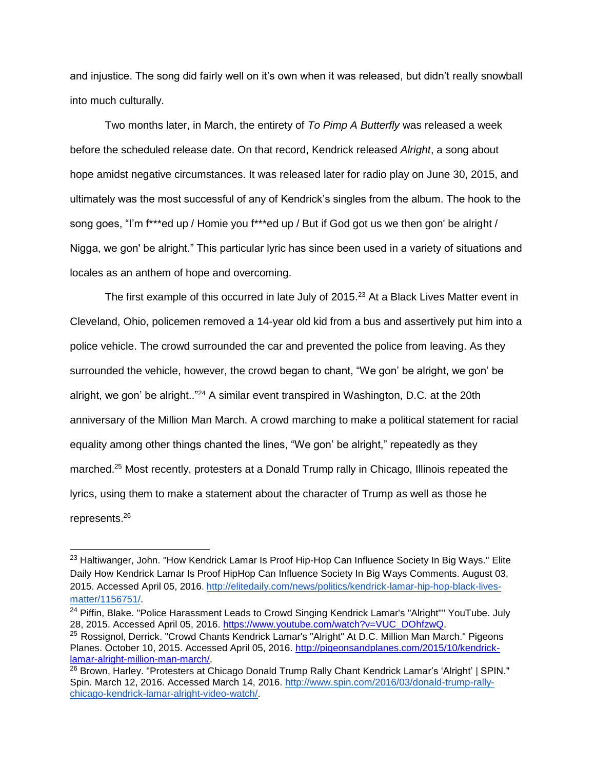and injustice. The song did fairly well on it's own when it was released, but didn't really snowball into much culturally.

Two months later, in March, the entirety of *To Pimp A Butterfly* was released a week before the scheduled release date. On that record, Kendrick released *Alright*, a song about hope amidst negative circumstances. It was released later for radio play on June 30, 2015, and ultimately was the most successful of any of Kendrick's singles from the album. The hook to the song goes, "I'm f***ed up / Homie you f***ed up / But if God got us we then gon' be alright / Nigga, we gon' be alright." This particular lyric has since been used in a variety of situations and locales as an anthem of hope and overcoming.

The first example of this occurred in late July of 2015.[23] At a Black Lives Matter event in Cleveland, Ohio, policemen removed a 14-year old kid from a bus and assertively put him into a police vehicle. The crowd surrounded the car and prevented the police from leaving. As they surrounded the vehicle, however, the crowd began to chant, "We gon' be alright, we gon' be alright, we gon' be alright.."[24] A similar event transpired in Washington, D.C. at the 20th anniversary of the Million Man March. A crowd marching to make a political statement for racial equality among other things chanted the lines, "We gon' be alright," repeatedly as they marched.[25] Most recently, protesters at a Donald Trump rally in Chicago, Illinois repeated the lyrics, using them to make a statement about the character of Trump as well as those he represents.[26]

---

[23] Haltiwanger, John. "How Kendrick Lamar Is Proof Hip-Hop Can Influence Society In Big Ways." Elite Daily How Kendrick Lamar Is Proof HipHop Can Influence Society In Big Ways Comments. August 03, 2015. Accessed April 05, 2016. http://elitedaily.com/news/politics/kendrick-lamar-hip-hop-black-lives-matter/1156751/.

[24] Piffin, Blake. "Police Harassment Leads to Crowd Singing Kendrick Lamar's "Alright"" YouTube. July 28, 2015. Accessed April 05, 2016. https://www.youtube.com/watch?v=VUC_DOhfzwQ.

[25] Rossignol, Derrick. "Crowd Chants Kendrick Lamar's "Alright" At D.C. Million Man March." Pigeons Planes. October 10, 2015. Accessed April 05, 2016. http://pigeonsandplanes.com/2015/10/kendrick-lamar-alright-million-man-march/.

[26] Brown, Harley. "Protesters at Chicago Donald Trump Rally Chant Kendrick Lamar's 'Alright' | SPIN." Spin. March 12, 2016. Accessed March 14, 2016. http://www.spin.com/2016/03/donald-trump-rally-chicago-kendrick-lamar-alright-video-watch/.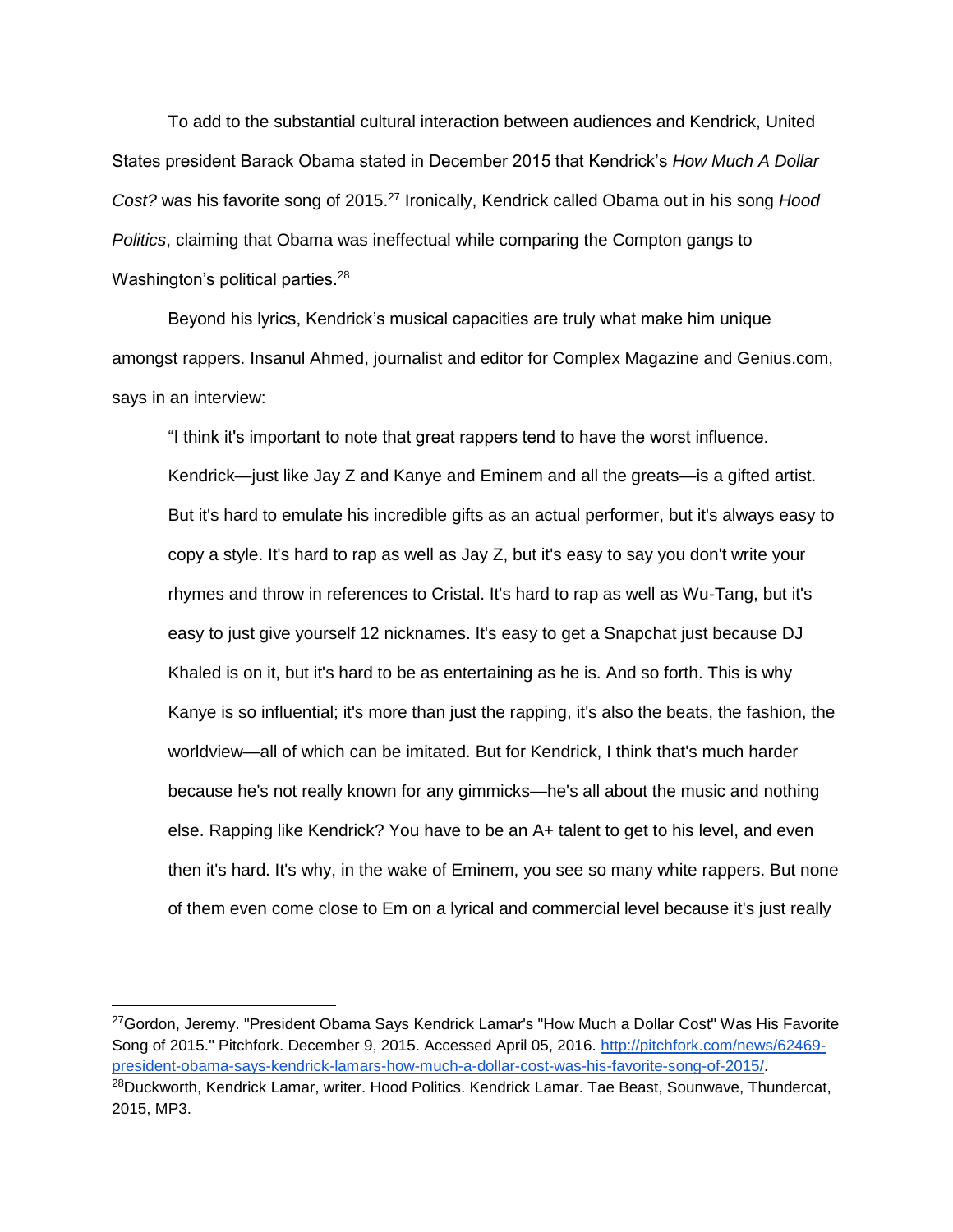To add to the substantial cultural interaction between audiences and Kendrick, United States president Barack Obama stated in December 2015 that Kendrick's *How Much A Dollar Cost?* was his favorite song of 2015.[27] Ironically, Kendrick called Obama out in his song *Hood Politics*, claiming that Obama was ineffectual while comparing the Compton gangs to Washington's political parties.[28]

Beyond his lyrics, Kendrick's musical capacities are truly what make him unique amongst rappers. Insanul Ahmed, journalist and editor for Complex Magazine and Genius.com, says in an interview:

> "I think it's important to note that great rappers tend to have the worst influence. Kendrick—just like Jay Z and Kanye and Eminem and all the greats—is a gifted artist. But it's hard to emulate his incredible gifts as an actual performer, but it's always easy to copy a style. It's hard to rap as well as Jay Z, but it's easy to say you don't write your rhymes and throw in references to Cristal. It's hard to rap as well as Wu-Tang, but it's easy to just give yourself 12 nicknames. It's easy to get a Snapchat just because DJ Khaled is on it, but it's hard to be as entertaining as he is. And so forth. This is why Kanye is so influential; it's more than just the rapping, it's also the beats, the fashion, the worldview—all of which can be imitated. But for Kendrick, I think that's much harder because he's not really known for any gimmicks—he's all about the music and nothing else. Rapping like Kendrick? You have to be an A+ talent to get to his level, and even then it's hard. It's why, in the wake of Eminem, you see so many white rappers. But none of them even come close to Em on a lyrical and commercial level because it's just really

---

[27] Gordon, Jeremy. "President Obama Says Kendrick Lamar's "How Much a Dollar Cost" Was His Favorite Song of 2015." Pitchfork. December 9, 2015. Accessed April 05, 2016. http://pitchfork.com/news/62469-president-obama-says-kendrick-lamars-how-much-a-dollar-cost-was-his-favorite-song-of-2015/.

[28] Duckworth, Kendrick Lamar, writer. Hood Politics. Kendrick Lamar. Tae Beast, Sounwave, Thundercat, 2015, MP3.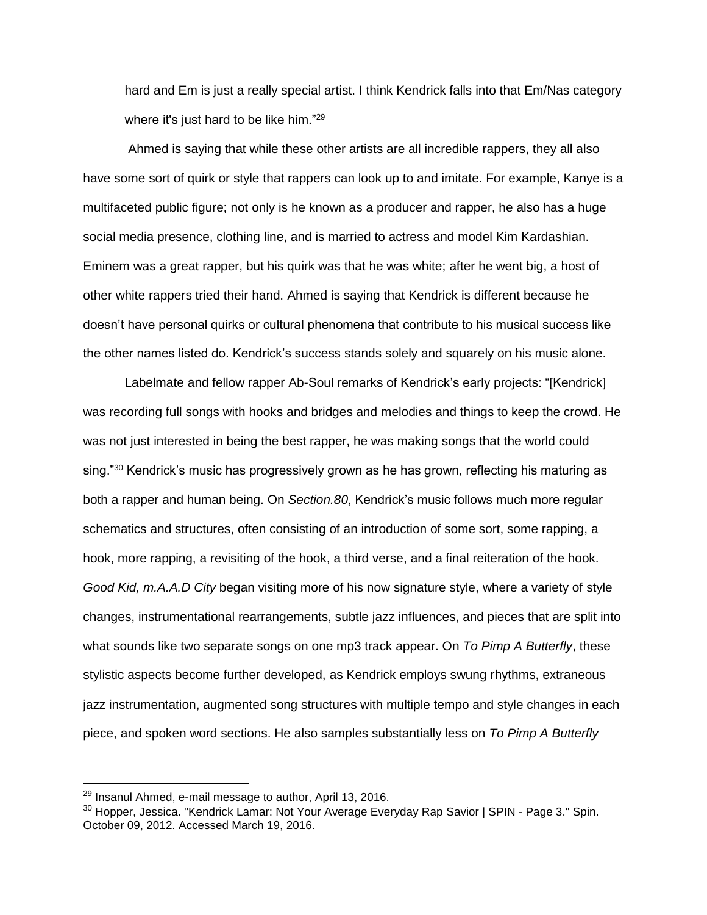hard and Em is just a really special artist. I think Kendrick falls into that Em/Nas category where it's just hard to be like him."[29]

Ahmed is saying that while these other artists are all incredible rappers, they all also have some sort of quirk or style that rappers can look up to and imitate. For example, Kanye is a multifaceted public figure; not only is he known as a producer and rapper, he also has a huge social media presence, clothing line, and is married to actress and model Kim Kardashian. Eminem was a great rapper, but his quirk was that he was white; after he went big, a host of other white rappers tried their hand. Ahmed is saying that Kendrick is different because he doesn't have personal quirks or cultural phenomena that contribute to his musical success like the other names listed do. Kendrick's success stands solely and squarely on his music alone.

Labelmate and fellow rapper Ab-Soul remarks of Kendrick's early projects: "[Kendrick] was recording full songs with hooks and bridges and melodies and things to keep the crowd. He was not just interested in being the best rapper, he was making songs that the world could sing."[30] Kendrick's music has progressively grown as he has grown, reflecting his maturing as both a rapper and human being. On *Section.80*, Kendrick's music follows much more regular schematics and structures, often consisting of an introduction of some sort, some rapping, a hook, more rapping, a revisiting of the hook, a third verse, and a final reiteration of the hook. *Good Kid, m.A.A.D City* began visiting more of his now signature style, where a variety of style changes, instrumentational rearrangements, subtle jazz influences, and pieces that are split into what sounds like two separate songs on one mp3 track appear. On *To Pimp A Butterfly*, these stylistic aspects become further developed, as Kendrick employs swung rhythms, extraneous jazz instrumentation, augmented song structures with multiple tempo and style changes in each piece, and spoken word sections. He also samples substantially less on *To Pimp A Butterfly*

---

[29] Insanul Ahmed, e-mail message to author, April 13, 2016.

[30] Hopper, Jessica. "Kendrick Lamar: Not Your Average Everyday Rap Savior | SPIN - Page 3." Spin. October 09, 2012. Accessed March 19, 2016.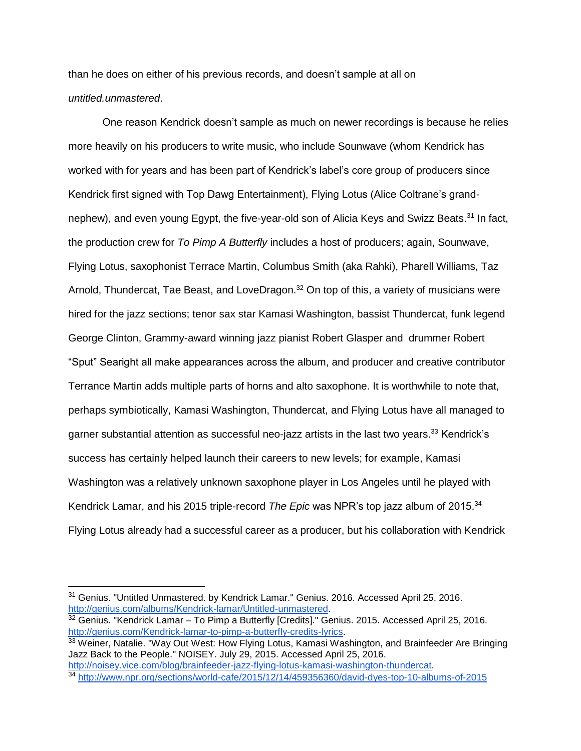than he does on either of his previous records, and doesn't sample at all on *untitled.unmastered*.

One reason Kendrick doesn't sample as much on newer recordings is because he relies more heavily on his producers to write music, who include Sounwave (whom Kendrick has worked with for years and has been part of Kendrick's label's core group of producers since Kendrick first signed with Top Dawg Entertainment), Flying Lotus (Alice Coltrane's grand-nephew), and even young Egypt, the five-year-old son of Alicia Keys and Swizz Beats.[31] In fact, the production crew for *To Pimp A Butterfly* includes a host of producers; again, Sounwave, Flying Lotus, saxophonist Terrace Martin, Columbus Smith (aka Rahki), Pharell Williams, Taz Arnold, Thundercat, Tae Beast, and LoveDragon.[32] On top of this, a variety of musicians were hired for the jazz sections; tenor sax star Kamasi Washington, bassist Thundercat, funk legend George Clinton, Grammy-award winning jazz pianist Robert Glasper and drummer Robert "Sput" Searight all make appearances across the album, and producer and creative contributor Terrance Martin adds multiple parts of horns and alto saxophone. It is worthwhile to note that, perhaps symbiotically, Kamasi Washington, Thundercat, and Flying Lotus have all managed to garner substantial attention as successful neo-jazz artists in the last two years.[33] Kendrick's success has certainly helped launch their careers to new levels; for example, Kamasi Washington was a relatively unknown saxophone player in Los Angeles until he played with Kendrick Lamar, and his 2015 triple-record *The Epic* was NPR's top jazz album of 2015.[34] Flying Lotus already had a successful career as a producer, but his collaboration with Kendrick

---

[31] Genius. "Untitled Unmastered. by Kendrick Lamar." Genius. 2016. Accessed April 25, 2016. http://genius.com/albums/Kendrick-lamar/Untitled-unmastered.

[32] Genius. "Kendrick Lamar – To Pimp a Butterfly [Credits]." Genius. 2015. Accessed April 25, 2016. http://genius.com/Kendrick-lamar-to-pimp-a-butterfly-credits-lyrics.

[33] Weiner, Natalie. "Way Out West: How Flying Lotus, Kamasi Washington, and Brainfeeder Are Bringing Jazz Back to the People." NOISEY. July 29, 2015. Accessed April 25, 2016. http://noisey.vice.com/blog/brainfeeder-jazz-flying-lotus-kamasi-washington-thundercat.

[34] http://www.npr.org/sections/world-cafe/2015/12/14/459356360/david-dyes-top-10-albums-of-2015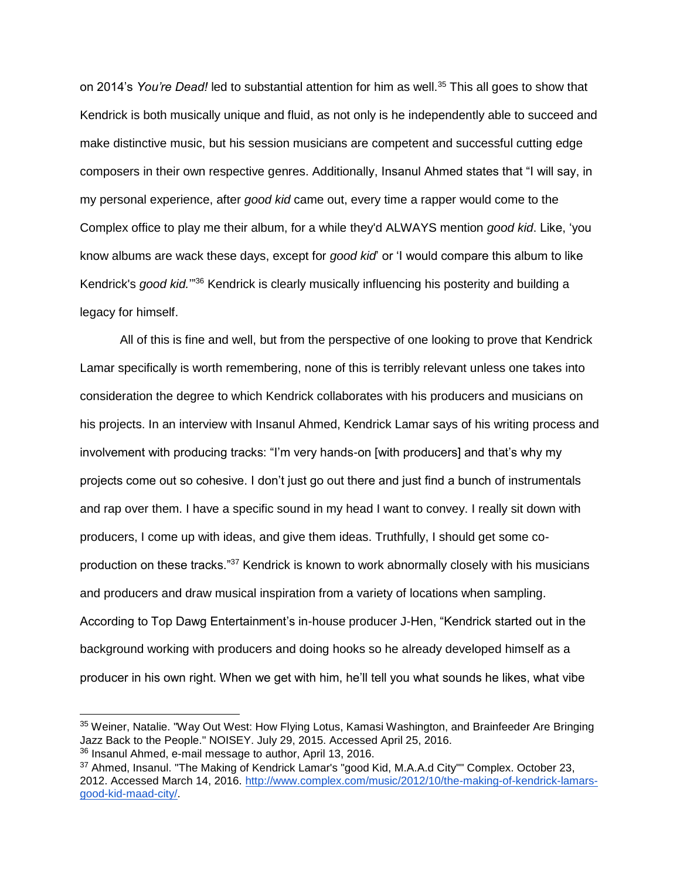on 2014's *You're Dead!* led to substantial attention for him as well.[35] This all goes to show that Kendrick is both musically unique and fluid, as not only is he independently able to succeed and make distinctive music, but his session musicians are competent and successful cutting edge composers in their own respective genres. Additionally, Insanul Ahmed states that "I will say, in my personal experience, after *good kid* came out, every time a rapper would come to the Complex office to play me their album, for a while they'd ALWAYS mention *good kid*. Like, 'you know albums are wack these days, except for *good kid*' or 'I would compare this album to like Kendrick's *good kid.*'"[36] Kendrick is clearly musically influencing his posterity and building a legacy for himself.

All of this is fine and well, but from the perspective of one looking to prove that Kendrick Lamar specifically is worth remembering, none of this is terribly relevant unless one takes into consideration the degree to which Kendrick collaborates with his producers and musicians on his projects. In an interview with Insanul Ahmed, Kendrick Lamar says of his writing process and involvement with producing tracks: "I'm very hands-on [with producers] and that's why my projects come out so cohesive. I don't just go out there and just find a bunch of instrumentals and rap over them. I have a specific sound in my head I want to convey. I really sit down with producers, I come up with ideas, and give them ideas. Truthfully, I should get some co-production on these tracks."[37] Kendrick is known to work abnormally closely with his musicians and producers and draw musical inspiration from a variety of locations when sampling. According to Top Dawg Entertainment's in-house producer J-Hen, "Kendrick started out in the background working with producers and doing hooks so he already developed himself as a producer in his own right. When we get with him, he'll tell you what sounds he likes, what vibe

---

[35] Weiner, Natalie. "Way Out West: How Flying Lotus, Kamasi Washington, and Brainfeeder Are Bringing Jazz Back to the People." NOISEY. July 29, 2015. Accessed April 25, 2016.

[36] Insanul Ahmed, e-mail message to author, April 13, 2016.

[37] Ahmed, Insanul. "The Making of Kendrick Lamar's "good Kid, M.A.A.d City"" Complex. October 23, 2012. Accessed March 14, 2016. http://www.complex.com/music/2012/10/the-making-of-kendrick-lamars-good-kid-maad-city/.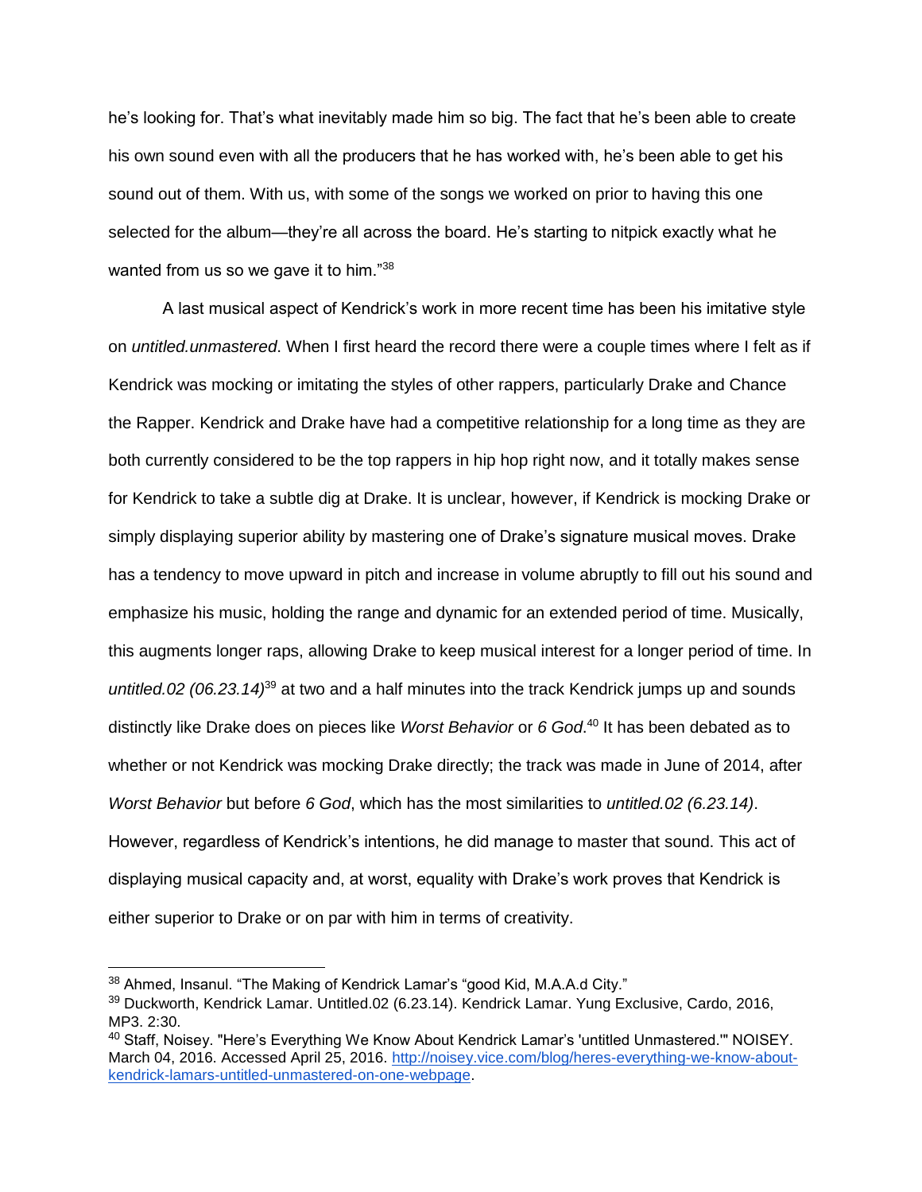he's looking for. That's what inevitably made him so big. The fact that he's been able to create his own sound even with all the producers that he has worked with, he's been able to get his sound out of them. With us, with some of the songs we worked on prior to having this one selected for the album—they're all across the board. He's starting to nitpick exactly what he wanted from us so we gave it to him."[38]

A last musical aspect of Kendrick's work in more recent time has been his imitative style on *untitled.unmastered*. When I first heard the record there were a couple times where I felt as if Kendrick was mocking or imitating the styles of other rappers, particularly Drake and Chance the Rapper. Kendrick and Drake have had a competitive relationship for a long time as they are both currently considered to be the top rappers in hip hop right now, and it totally makes sense for Kendrick to take a subtle dig at Drake. It is unclear, however, if Kendrick is mocking Drake or simply displaying superior ability by mastering one of Drake's signature musical moves. Drake has a tendency to move upward in pitch and increase in volume abruptly to fill out his sound and emphasize his music, holding the range and dynamic for an extended period of time. Musically, this augments longer raps, allowing Drake to keep musical interest for a longer period of time. In *untitled.02 (06.23.14)*[39] at two and a half minutes into the track Kendrick jumps up and sounds distinctly like Drake does on pieces like *Worst Behavior* or *6 God*.[40] It has been debated as to whether or not Kendrick was mocking Drake directly; the track was made in June of 2014, after *Worst Behavior* but before *6 God*, which has the most similarities to *untitled.02 (6.23.14)*. However, regardless of Kendrick's intentions, he did manage to master that sound. This act of displaying musical capacity and, at worst, equality with Drake's work proves that Kendrick is either superior to Drake or on par with him in terms of creativity.

---

[38] Ahmed, Insanul. "The Making of Kendrick Lamar's "good Kid, M.A.A.d City."

[39] Duckworth, Kendrick Lamar. Untitled.02 (6.23.14). Kendrick Lamar. Yung Exclusive, Cardo, 2016, MP3. 2:30.

[40] Staff, Noisey. "Here's Everything We Know About Kendrick Lamar's 'untitled Unmastered.'" NOISEY. March 04, 2016. Accessed April 25, 2016. http://noisey.vice.com/blog/heres-everything-we-know-about-kendrick-lamars-untitled-unmastered-on-one-webpage.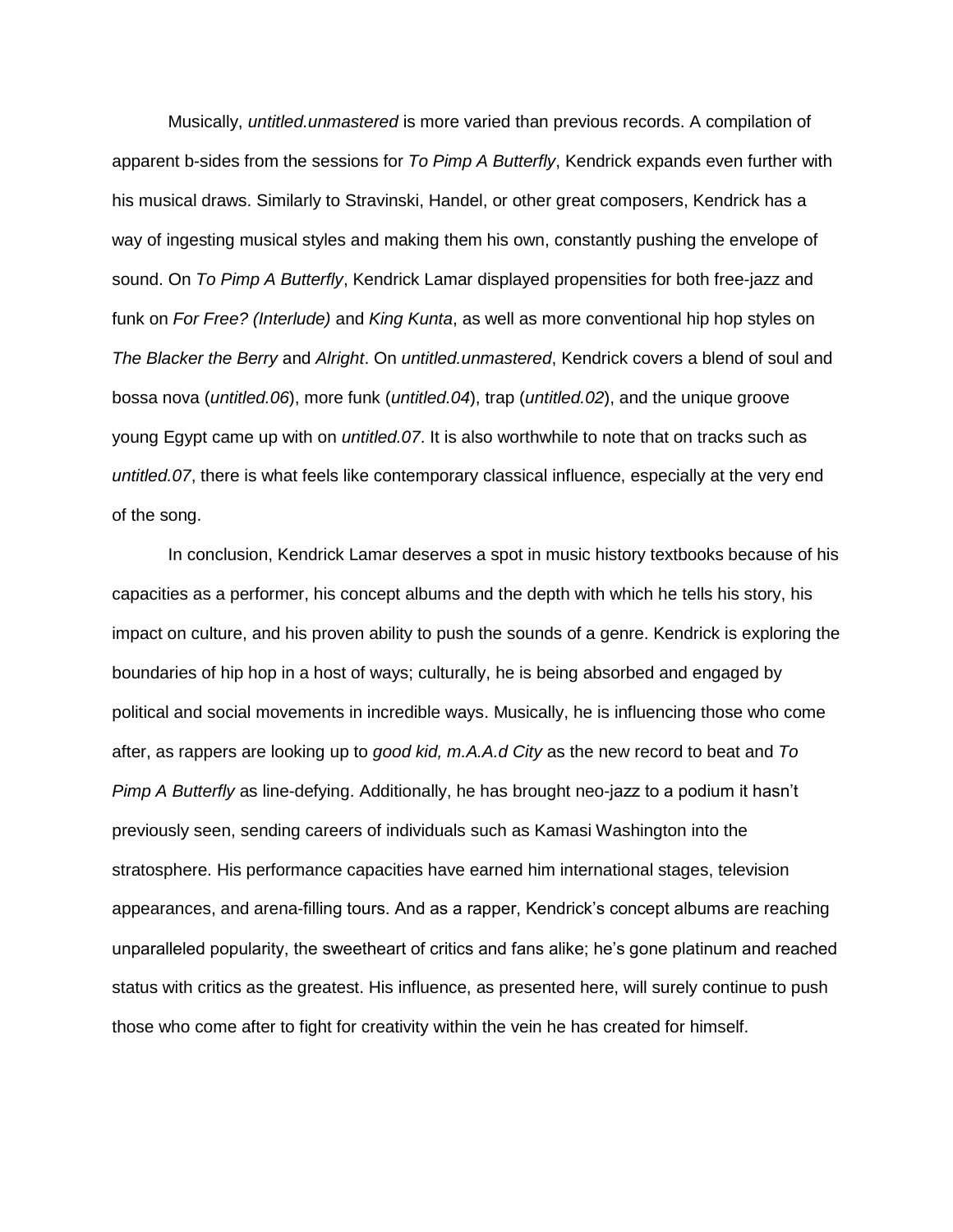Musically, *untitled.unmastered* is more varied than previous records. A compilation of apparent b-sides from the sessions for *To Pimp A Butterfly*, Kendrick expands even further with his musical draws. Similarly to Stravinski, Handel, or other great composers, Kendrick has a way of ingesting musical styles and making them his own, constantly pushing the envelope of sound. On *To Pimp A Butterfly*, Kendrick Lamar displayed propensities for both free-jazz and funk on *For Free? (Interlude)* and *King Kunta*, as well as more conventional hip hop styles on *The Blacker the Berry* and *Alright*. On *untitled.unmastered*, Kendrick covers a blend of soul and bossa nova (*untitled.06*), more funk (*untitled.04*), trap (*untitled.02*), and the unique groove young Egypt came up with on *untitled.07*. It is also worthwhile to note that on tracks such as *untitled.07*, there is what feels like contemporary classical influence, especially at the very end of the song.

In conclusion, Kendrick Lamar deserves a spot in music history textbooks because of his capacities as a performer, his concept albums and the depth with which he tells his story, his impact on culture, and his proven ability to push the sounds of a genre. Kendrick is exploring the boundaries of hip hop in a host of ways; culturally, he is being absorbed and engaged by political and social movements in incredible ways. Musically, he is influencing those who come after, as rappers are looking up to *good kid, m.A.A.d City* as the new record to beat and *To Pimp A Butterfly* as line-defying. Additionally, he has brought neo-jazz to a podium it hasn't previously seen, sending careers of individuals such as Kamasi Washington into the stratosphere. His performance capacities have earned him international stages, television appearances, and arena-filling tours. And as a rapper, Kendrick's concept albums are reaching unparalleled popularity, the sweetheart of critics and fans alike; he's gone platinum and reached status with critics as the greatest. His influence, as presented here, will surely continue to push those who come after to fight for creativity within the vein he has created for himself.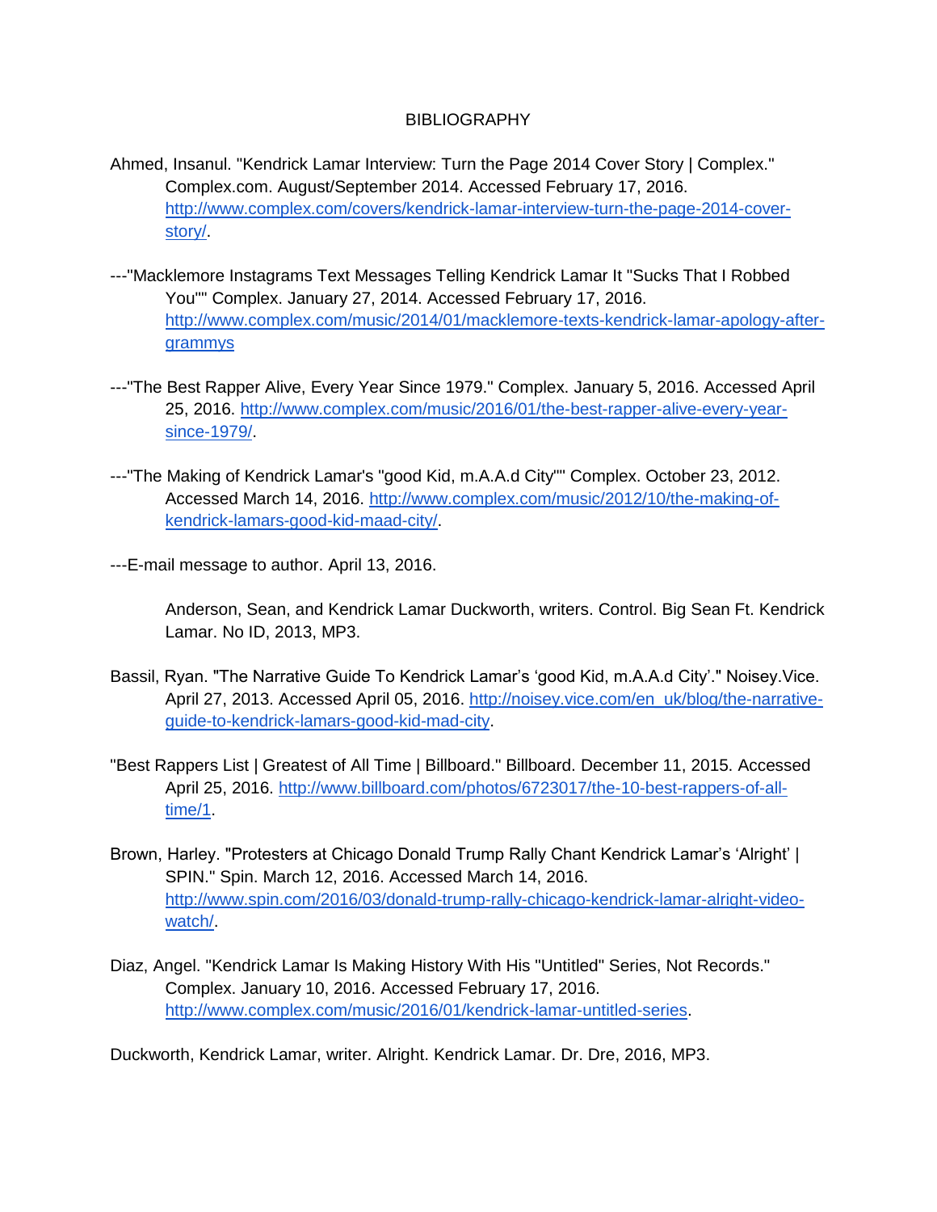BIBLIOGRAPHY

Ahmed, Insanul. "Kendrick Lamar Interview: Turn the Page 2014 Cover Story | Complex." Complex.com. August/September 2014. Accessed February 17, 2016. http://www.complex.com/covers/kendrick-lamar-interview-turn-the-page-2014-cover-story/.

---"Macklemore Instagrams Text Messages Telling Kendrick Lamar It "Sucks That I Robbed You"" Complex. January 27, 2014. Accessed February 17, 2016. http://www.complex.com/music/2014/01/macklemore-texts-kendrick-lamar-apology-after-grammys

---"The Best Rapper Alive, Every Year Since 1979." Complex. January 5, 2016. Accessed April 25, 2016. http://www.complex.com/music/2016/01/the-best-rapper-alive-every-year-since-1979/.

---"The Making of Kendrick Lamar's "good Kid, m.A.A.d City"" Complex. October 23, 2012. Accessed March 14, 2016. http://www.complex.com/music/2012/10/the-making-of-kendrick-lamars-good-kid-maad-city/.

---E-mail message to author. April 13, 2016.

Anderson, Sean, and Kendrick Lamar Duckworth, writers. Control. Big Sean Ft. Kendrick Lamar. No ID, 2013, MP3.

Bassil, Ryan. "The Narrative Guide To Kendrick Lamar's 'good Kid, m.A.A.d City'." Noisey.Vice. April 27, 2013. Accessed April 05, 2016. http://noisey.vice.com/en_uk/blog/the-narrative-guide-to-kendrick-lamars-good-kid-mad-city.

"Best Rappers List | Greatest of All Time | Billboard." Billboard. December 11, 2015. Accessed April 25, 2016. http://www.billboard.com/photos/6723017/the-10-best-rappers-of-all-time/1.

Brown, Harley. "Protesters at Chicago Donald Trump Rally Chant Kendrick Lamar's 'Alright' | SPIN." Spin. March 12, 2016. Accessed March 14, 2016. http://www.spin.com/2016/03/donald-trump-rally-chicago-kendrick-lamar-alright-video-watch/.

Diaz, Angel. "Kendrick Lamar Is Making History With His "Untitled" Series, Not Records." Complex. January 10, 2016. Accessed February 17, 2016. http://www.complex.com/music/2016/01/kendrick-lamar-untitled-series.

Duckworth, Kendrick Lamar, writer. Alright. Kendrick Lamar. Dr. Dre, 2016, MP3.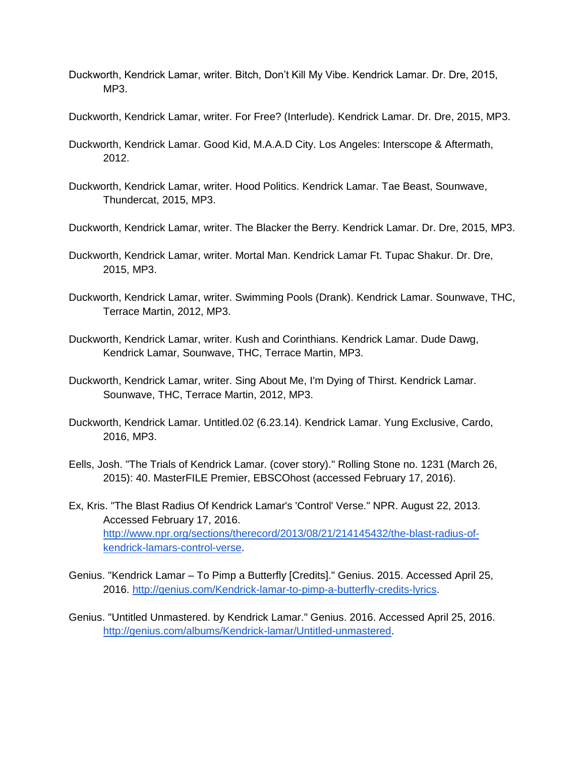Duckworth, Kendrick Lamar, writer. Bitch, Don't Kill My Vibe. Kendrick Lamar. Dr. Dre, 2015, MP3.

Duckworth, Kendrick Lamar, writer. For Free? (Interlude). Kendrick Lamar. Dr. Dre, 2015, MP3.

Duckworth, Kendrick Lamar. Good Kid, M.A.A.D City. Los Angeles: Interscope & Aftermath, 2012.

Duckworth, Kendrick Lamar, writer. Hood Politics. Kendrick Lamar. Tae Beast, Sounwave, Thundercat, 2015, MP3.

Duckworth, Kendrick Lamar, writer. The Blacker the Berry. Kendrick Lamar. Dr. Dre, 2015, MP3.

Duckworth, Kendrick Lamar, writer. Mortal Man. Kendrick Lamar Ft. Tupac Shakur. Dr. Dre, 2015, MP3.

Duckworth, Kendrick Lamar, writer. Swimming Pools (Drank). Kendrick Lamar. Sounwave, THC, Terrace Martin, 2012, MP3.

Duckworth, Kendrick Lamar, writer. Kush and Corinthians. Kendrick Lamar. Dude Dawg, Kendrick Lamar, Sounwave, THC, Terrace Martin, MP3.

Duckworth, Kendrick Lamar, writer. Sing About Me, I'm Dying of Thirst. Kendrick Lamar. Sounwave, THC, Terrace Martin, 2012, MP3.

Duckworth, Kendrick Lamar. Untitled.02 (6.23.14). Kendrick Lamar. Yung Exclusive, Cardo, 2016, MP3.

Eells, Josh. "The Trials of Kendrick Lamar. (cover story)." Rolling Stone no. 1231 (March 26, 2015): 40. MasterFILE Premier, EBSCOhost (accessed February 17, 2016).

Ex, Kris. "The Blast Radius Of Kendrick Lamar's 'Control' Verse." NPR. August 22, 2013. Accessed February 17, 2016. http://www.npr.org/sections/therecord/2013/08/21/214145432/the-blast-radius-of-kendrick-lamars-control-verse.

Genius. "Kendrick Lamar – To Pimp a Butterfly [Credits]." Genius. 2015. Accessed April 25, 2016. http://genius.com/Kendrick-lamar-to-pimp-a-butterfly-credits-lyrics.

Genius. "Untitled Unmastered. by Kendrick Lamar." Genius. 2016. Accessed April 25, 2016. http://genius.com/albums/Kendrick-lamar/Untitled-unmastered.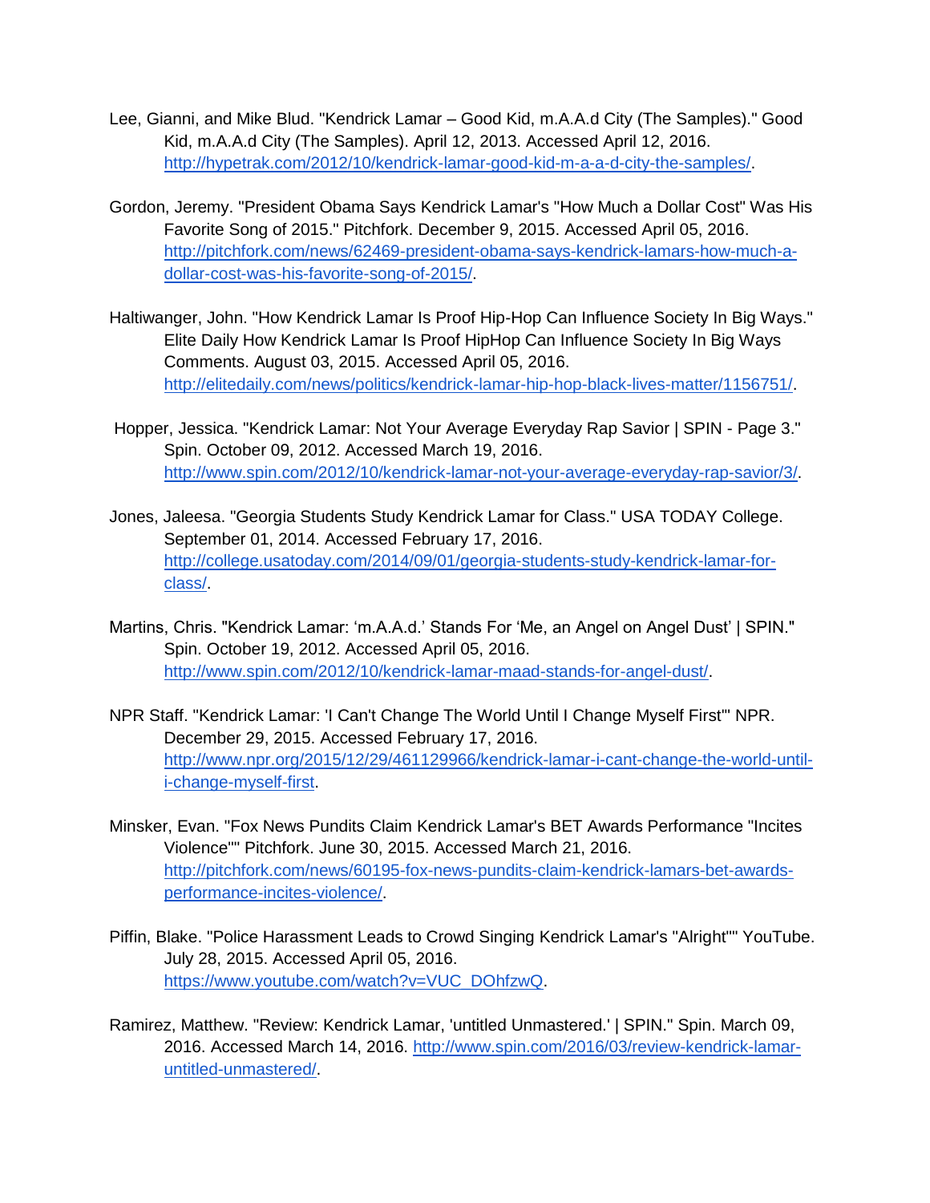Lee, Gianni, and Mike Blud. "Kendrick Lamar – Good Kid, m.A.A.d City (The Samples)." Good Kid, m.A.A.d City (The Samples). April 12, 2013. Accessed April 12, 2016. http://hypetrak.com/2012/10/kendrick-lamar-good-kid-m-a-a-d-city-the-samples/.

Gordon, Jeremy. "President Obama Says Kendrick Lamar's "How Much a Dollar Cost" Was His Favorite Song of 2015." Pitchfork. December 9, 2015. Accessed April 05, 2016. http://pitchfork.com/news/62469-president-obama-says-kendrick-lamars-how-much-a-dollar-cost-was-his-favorite-song-of-2015/.

Haltiwanger, John. "How Kendrick Lamar Is Proof Hip-Hop Can Influence Society In Big Ways." Elite Daily How Kendrick Lamar Is Proof HipHop Can Influence Society In Big Ways Comments. August 03, 2015. Accessed April 05, 2016. http://elitedaily.com/news/politics/kendrick-lamar-hip-hop-black-lives-matter/1156751/.

Hopper, Jessica. "Kendrick Lamar: Not Your Average Everyday Rap Savior | SPIN - Page 3." Spin. October 09, 2012. Accessed March 19, 2016. http://www.spin.com/2012/10/kendrick-lamar-not-your-average-everyday-rap-savior/3/.

Jones, Jaleesa. "Georgia Students Study Kendrick Lamar for Class." USA TODAY College. September 01, 2014. Accessed February 17, 2016. http://college.usatoday.com/2014/09/01/georgia-students-study-kendrick-lamar-for-class/.

Martins, Chris. "Kendrick Lamar: 'm.A.A.d.' Stands For 'Me, an Angel on Angel Dust' | SPIN." Spin. October 19, 2012. Accessed April 05, 2016. http://www.spin.com/2012/10/kendrick-lamar-maad-stands-for-angel-dust/.

NPR Staff. "Kendrick Lamar: 'I Can't Change The World Until I Change Myself First'" NPR. December 29, 2015. Accessed February 17, 2016. http://www.npr.org/2015/12/29/461129966/kendrick-lamar-i-cant-change-the-world-until-i-change-myself-first.

Minsker, Evan. "Fox News Pundits Claim Kendrick Lamar's BET Awards Performance "Incites Violence"" Pitchfork. June 30, 2015. Accessed March 21, 2016. http://pitchfork.com/news/60195-fox-news-pundits-claim-kendrick-lamars-bet-awards-performance-incites-violence/.

Piffin, Blake. "Police Harassment Leads to Crowd Singing Kendrick Lamar's "Alright"" YouTube. July 28, 2015. Accessed April 05, 2016. https://www.youtube.com/watch?v=VUC_DOhfzwQ.

Ramirez, Matthew. "Review: Kendrick Lamar, 'untitled Unmastered.' | SPIN." Spin. March 09, 2016. Accessed March 14, 2016. http://www.spin.com/2016/03/review-kendrick-lamar-untitled-unmastered/.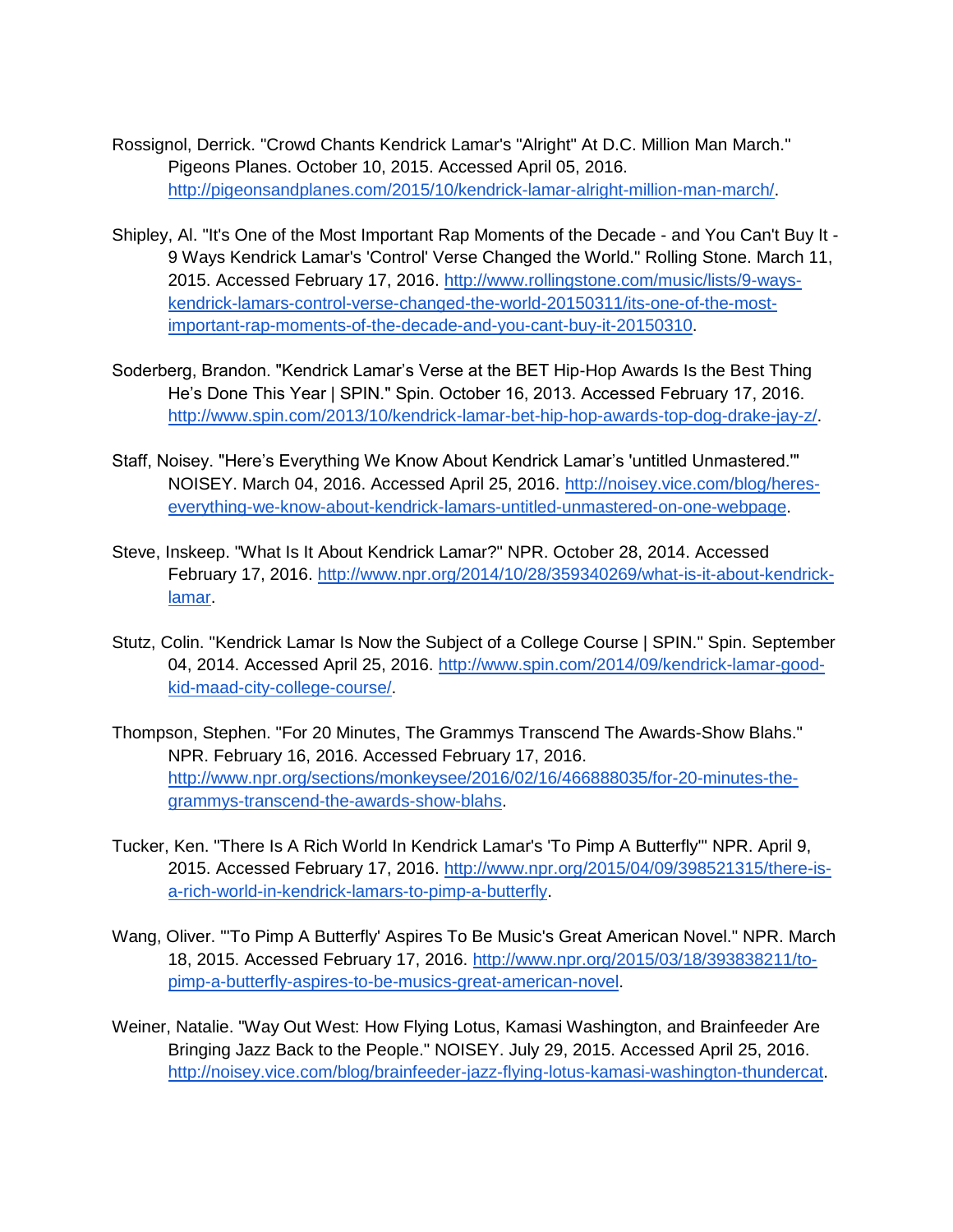Rossignol, Derrick. "Crowd Chants Kendrick Lamar's "Alright" At D.C. Million Man March." Pigeons Planes. October 10, 2015. Accessed April 05, 2016. http://pigeonsandplanes.com/2015/10/kendrick-lamar-alright-million-man-march/.

Shipley, Al. "It's One of the Most Important Rap Moments of the Decade - and You Can't Buy It - 9 Ways Kendrick Lamar's 'Control' Verse Changed the World." Rolling Stone. March 11, 2015. Accessed February 17, 2016. http://www.rollingstone.com/music/lists/9-ways-kendrick-lamars-control-verse-changed-the-world-20150311/its-one-of-the-most-important-rap-moments-of-the-decade-and-you-cant-buy-it-20150310.

Soderberg, Brandon. "Kendrick Lamar's Verse at the BET Hip-Hop Awards Is the Best Thing He's Done This Year | SPIN." Spin. October 16, 2013. Accessed February 17, 2016. http://www.spin.com/2013/10/kendrick-lamar-bet-hip-hop-awards-top-dog-drake-jay-z/.

Staff, Noisey. "Here's Everything We Know About Kendrick Lamar's 'untitled Unmastered.'" NOISEY. March 04, 2016. Accessed April 25, 2016. http://noisey.vice.com/blog/heres-everything-we-know-about-kendrick-lamars-untitled-unmastered-on-one-webpage.

Steve, Inskeep. "What Is It About Kendrick Lamar?" NPR. October 28, 2014. Accessed February 17, 2016. http://www.npr.org/2014/10/28/359340269/what-is-it-about-kendrick-lamar.

Stutz, Colin. "Kendrick Lamar Is Now the Subject of a College Course | SPIN." Spin. September 04, 2014. Accessed April 25, 2016. http://www.spin.com/2014/09/kendrick-lamar-good-kid-maad-city-college-course/.

Thompson, Stephen. "For 20 Minutes, The Grammys Transcend The Awards-Show Blahs." NPR. February 16, 2016. Accessed February 17, 2016. http://www.npr.org/sections/monkeysee/2016/02/16/466888035/for-20-minutes-the-grammys-transcend-the-awards-show-blahs.

Tucker, Ken. "There Is A Rich World In Kendrick Lamar's 'To Pimp A Butterfly'" NPR. April 9, 2015. Accessed February 17, 2016. http://www.npr.org/2015/04/09/398521315/there-is-a-rich-world-in-kendrick-lamars-to-pimp-a-butterfly.

Wang, Oliver. "'To Pimp A Butterfly' Aspires To Be Music's Great American Novel." NPR. March 18, 2015. Accessed February 17, 2016. http://www.npr.org/2015/03/18/393838211/to-pimp-a-butterfly-aspires-to-be-musics-great-american-novel.

Weiner, Natalie. "Way Out West: How Flying Lotus, Kamasi Washington, and Brainfeeder Are Bringing Jazz Back to the People." NOISEY. July 29, 2015. Accessed April 25, 2016. http://noisey.vice.com/blog/brainfeeder-jazz-flying-lotus-kamasi-washington-thundercat.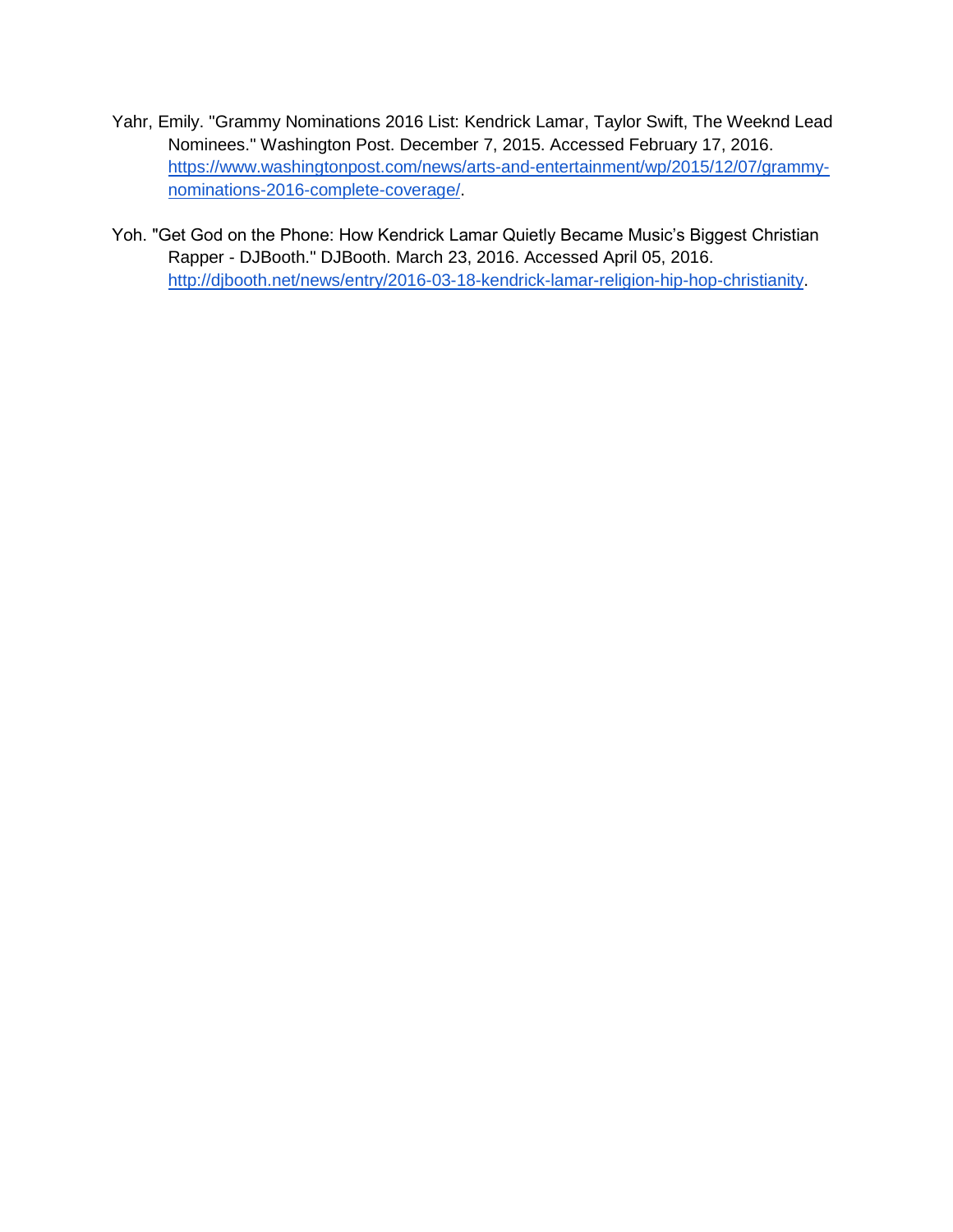Yahr, Emily. "Grammy Nominations 2016 List: Kendrick Lamar, Taylor Swift, The Weeknd Lead Nominees." Washington Post. December 7, 2015. Accessed February 17, 2016. https://www.washingtonpost.com/news/arts-and-entertainment/wp/2015/12/07/grammy-nominations-2016-complete-coverage/.

Yoh. "Get God on the Phone: How Kendrick Lamar Quietly Became Music's Biggest Christian Rapper - DJBooth." DJBooth. March 23, 2016. Accessed April 05, 2016. http://djbooth.net/news/entry/2016-03-18-kendrick-lamar-religion-hip-hop-christianity.